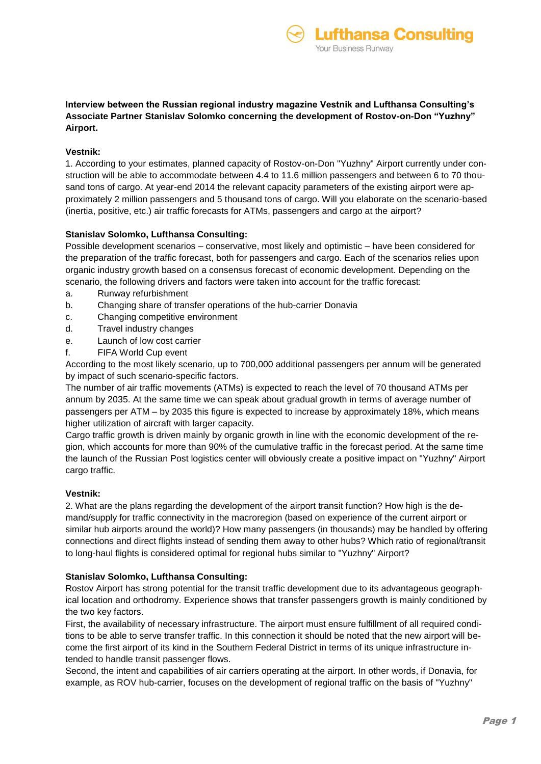**Interview between the Russian regional industry magazine Vestnik and Lufthansa Consulting's Associate Partner Stanislav Solomko concerning the development of Rostov-on-Don "Yuzhny" Airport.**

**Vestnik:**

1. According to your estimates, planned capacity of Rostov-on-Don "Yuzhny" Airport currently under construction will be able to accommodate between 4.4 to 11.6 million passengers and between 6 to 70 thousand tons of cargo. At year-end 2014 the relevant capacity parameters of the existing airport were approximately 2 million passengers and 5 thousand tons of cargo. Will you elaborate on the scenario-based (inertia, positive, etc.) air traffic forecasts for ATMs, passengers and cargo at the airport?

**Stanislav Solomko, Lufthansa Consulting:**

Possible development scenarios – conservative, most likely and optimistic – have been considered for the preparation of the traffic forecast, both for passengers and cargo. Each of the scenarios relies upon organic industry growth based on a consensus forecast of economic development. Depending on the scenario, the following drivers and factors were taken into account for the traffic forecast:

a. Runway refurbishment
b. Changing share of transfer operations of the hub-carrier Donavia
c. Changing competitive environment
d. Travel industry changes
e. Launch of low cost carrier
f. FIFA World Cup event

According to the most likely scenario, up to 700,000 additional passengers per annum will be generated by impact of such scenario-specific factors.

The number of air traffic movements (ATMs) is expected to reach the level of 70 thousand ATMs per annum by 2035. At the same time we can speak about gradual growth in terms of average number of passengers per ATM – by 2035 this figure is expected to increase by approximately 18%, which means higher utilization of aircraft with larger capacity.

Cargo traffic growth is driven mainly by organic growth in line with the economic development of the region, which accounts for more than 90% of the cumulative traffic in the forecast period. At the same time the launch of the Russian Post logistics center will obviously create a positive impact on "Yuzhny" Airport cargo traffic.

**Vestnik:**

2. What are the plans regarding the development of the airport transit function? How high is the demand/supply for traffic connectivity in the macroregion (based on experience of the current airport or similar hub airports around the world)? How many passengers (in thousands) may be handled by offering connections and direct flights instead of sending them away to other hubs? Which ratio of regional/transit to long-haul flights is considered optimal for regional hubs similar to "Yuzhny" Airport?

**Stanislav Solomko, Lufthansa Consulting:**

Rostov Airport has strong potential for the transit traffic development due to its advantageous geographical location and orthodromy. Experience shows that transfer passengers growth is mainly conditioned by the two key factors.

First, the availability of necessary infrastructure. The airport must ensure fulfillment of all required conditions to be able to serve transfer traffic. In this connection it should be noted that the new airport will become the first airport of its kind in the Southern Federal District in terms of its unique infrastructure intended to handle transit passenger flows.

Second, the intent and capabilities of air carriers operating at the airport. In other words, if Donavia, for example, as ROV hub-carrier, focuses on the development of regional traffic on the basis of "Yuzhny"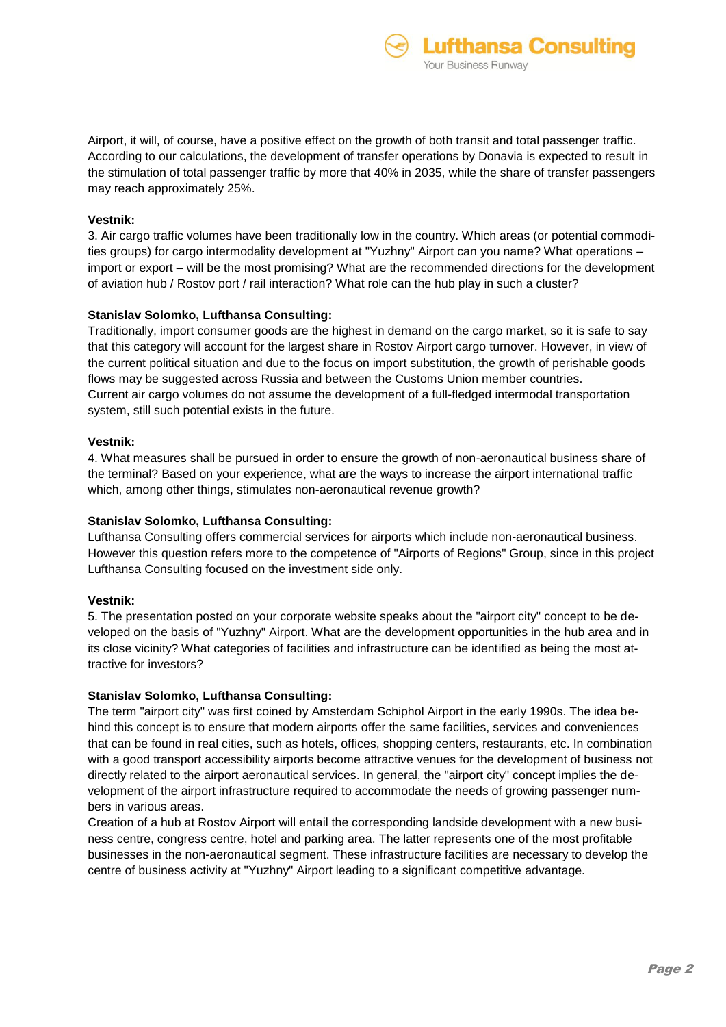Airport, it will, of course, have a positive effect on the growth of both transit and total passenger traffic. According to our calculations, the development of transfer operations by Donavia is expected to result in the stimulation of total passenger traffic by more that 40% in 2035, while the share of transfer passengers may reach approximately 25%.

**Vestnik:**

3. Air cargo traffic volumes have been traditionally low in the country. Which areas (or potential commodities groups) for cargo intermodality development at "Yuzhny" Airport can you name? What operations – import or export – will be the most promising? What are the recommended directions for the development of aviation hub / Rostov port / rail interaction? What role can the hub play in such a cluster?

**Stanislav Solomko, Lufthansa Consulting:**

Traditionally, import consumer goods are the highest in demand on the cargo market, so it is safe to say that this category will account for the largest share in Rostov Airport cargo turnover. However, in view of the current political situation and due to the focus on import substitution, the growth of perishable goods flows may be suggested across Russia and between the Customs Union member countries.
Current air cargo volumes do not assume the development of a full-fledged intermodal transportation system, still such potential exists in the future.

**Vestnik:**

4. What measures shall be pursued in order to ensure the growth of non-aeronautical business share of the terminal? Based on your experience, what are the ways to increase the airport international traffic which, among other things, stimulates non-aeronautical revenue growth?

**Stanislav Solomko, Lufthansa Consulting:**

Lufthansa Consulting offers commercial services for airports which include non-aeronautical business. However this question refers more to the competence of "Airports of Regions" Group, since in this project Lufthansa Consulting focused on the investment side only.

**Vestnik:**

5. The presentation posted on your corporate website speaks about the "airport city" concept to be developed on the basis of "Yuzhny" Airport. What are the development opportunities in the hub area and in its close vicinity? What categories of facilities and infrastructure can be identified as being the most attractive for investors?

**Stanislav Solomko, Lufthansa Consulting:**

The term "airport city" was first coined by Amsterdam Schiphol Airport in the early 1990s. The idea behind this concept is to ensure that modern airports offer the same facilities, services and conveniences that can be found in real cities, such as hotels, offices, shopping centers, restaurants, etc. In combination with a good transport accessibility airports become attractive venues for the development of business not directly related to the airport aeronautical services. In general, the "airport city" concept implies the development of the airport infrastructure required to accommodate the needs of growing passenger numbers in various areas.
Creation of a hub at Rostov Airport will entail the corresponding landside development with a new business centre, congress centre, hotel and parking area. The latter represents one of the most profitable businesses in the non-aeronautical segment. These infrastructure facilities are necessary to develop the centre of business activity at "Yuzhny" Airport leading to a significant competitive advantage.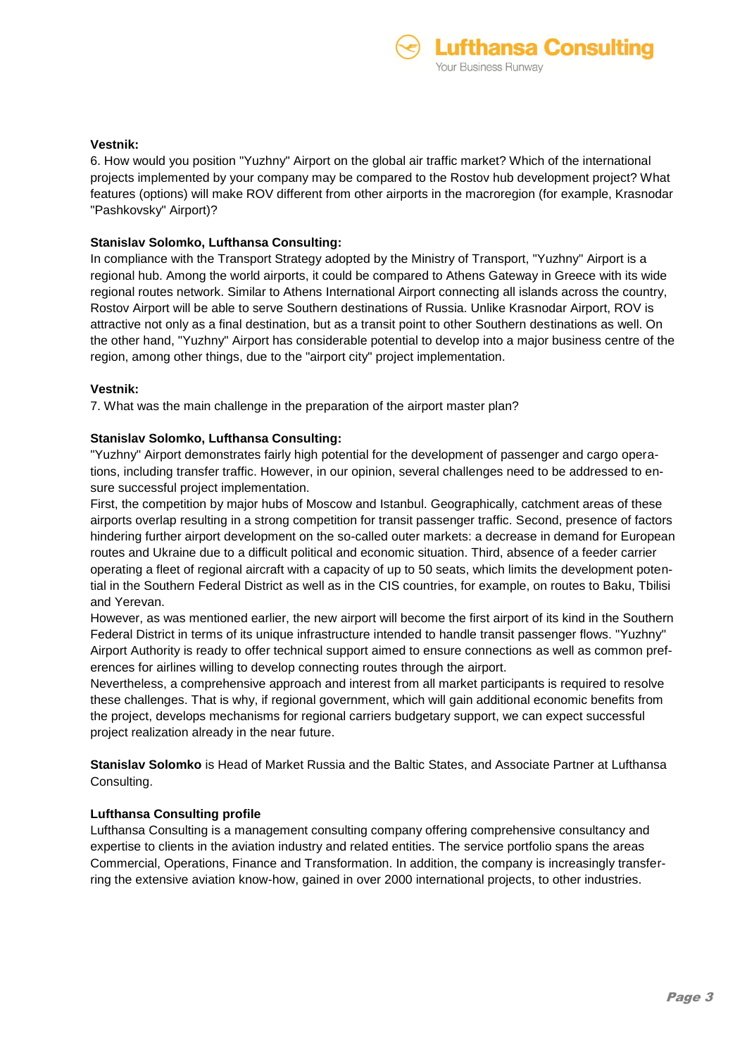**Vestnik:**

6. How would you position "Yuzhny" Airport on the global air traffic market? Which of the international projects implemented by your company may be compared to the Rostov hub development project? What features (options) will make ROV different from other airports in the macroregion (for example, Krasnodar "Pashkovsky" Airport)?

**Stanislav Solomko, Lufthansa Consulting:**

In compliance with the Transport Strategy adopted by the Ministry of Transport, "Yuzhny" Airport is a regional hub. Among the world airports, it could be compared to Athens Gateway in Greece with its wide regional routes network. Similar to Athens International Airport connecting all islands across the country, Rostov Airport will be able to serve Southern destinations of Russia. Unlike Krasnodar Airport, ROV is attractive not only as a final destination, but as a transit point to other Southern destinations as well. On the other hand, "Yuzhny" Airport has considerable potential to develop into a major business centre of the region, among other things, due to the "airport city" project implementation.

**Vestnik:**

7. What was the main challenge in the preparation of the airport master plan?

**Stanislav Solomko, Lufthansa Consulting:**

"Yuzhny" Airport demonstrates fairly high potential for the development of passenger and cargo operations, including transfer traffic. However, in our opinion, several challenges need to be addressed to ensure successful project implementation.

First, the competition by major hubs of Moscow and Istanbul. Geographically, catchment areas of these airports overlap resulting in a strong competition for transit passenger traffic. Second, presence of factors hindering further airport development on the so-called outer markets: a decrease in demand for European routes and Ukraine due to a difficult political and economic situation. Third, absence of a feeder carrier operating a fleet of regional aircraft with a capacity of up to 50 seats, which limits the development potential in the Southern Federal District as well as in the CIS countries, for example, on routes to Baku, Tbilisi and Yerevan.

However, as was mentioned earlier, the new airport will become the first airport of its kind in the Southern Federal District in terms of its unique infrastructure intended to handle transit passenger flows. "Yuzhny" Airport Authority is ready to offer technical support aimed to ensure connections as well as common preferences for airlines willing to develop connecting routes through the airport.

Nevertheless, a comprehensive approach and interest from all market participants is required to resolve these challenges. That is why, if regional government, which will gain additional economic benefits from the project, develops mechanisms for regional carriers budgetary support, we can expect successful project realization already in the near future.

**Stanislav Solomko** is Head of Market Russia and the Baltic States, and Associate Partner at Lufthansa Consulting.

**Lufthansa Consulting profile**

Lufthansa Consulting is a management consulting company offering comprehensive consultancy and expertise to clients in the aviation industry and related entities. The service portfolio spans the areas Commercial, Operations, Finance and Transformation. In addition, the company is increasingly transferring the extensive aviation know-how, gained in over 2000 international projects, to other industries.